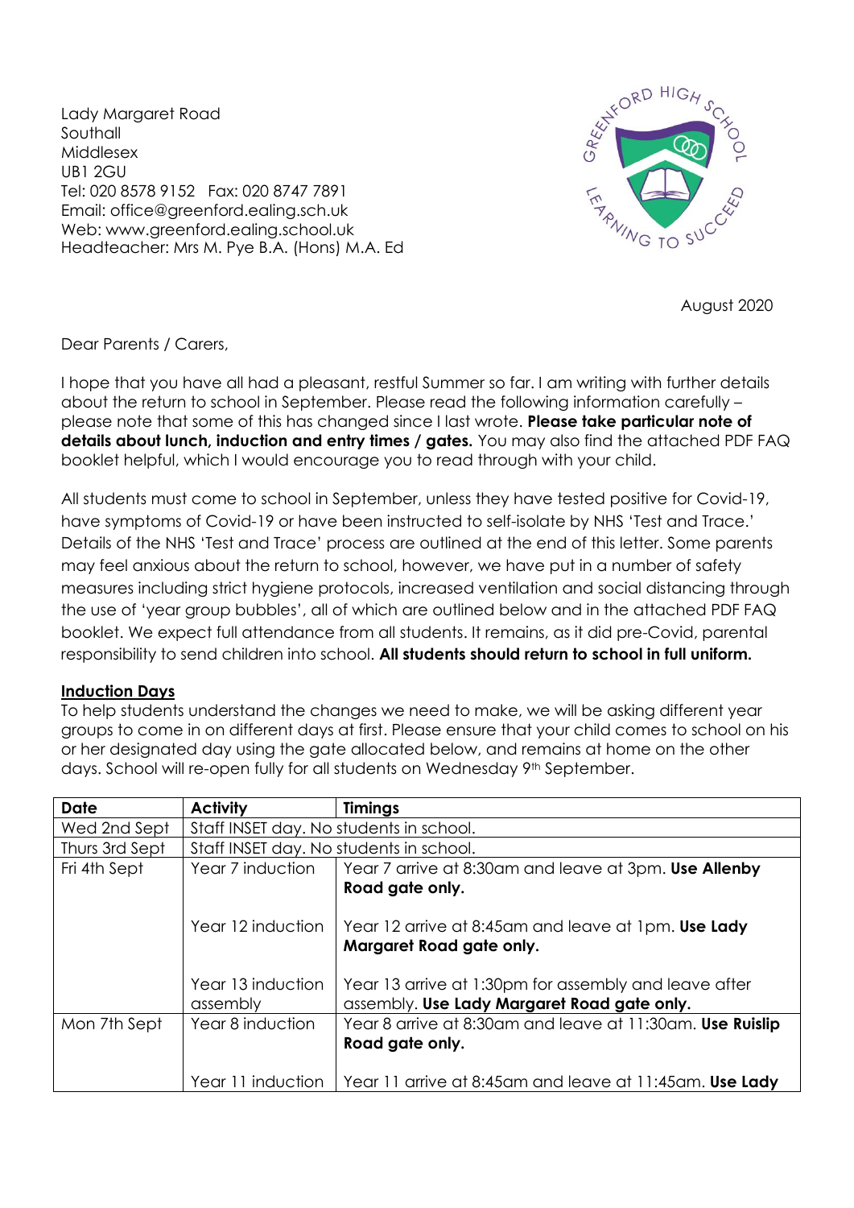Lady Margaret Road
Southall
Middlesex
UB1 2GU
Tel: 020 8578 9152 Fax: 020 8747 7891
Email: office@greenford.ealing.sch.uk
Web: www.greenford.ealing.school.uk
Headteacher: Mrs M. Pye B.A. (Hons) M.A. Ed

GREENFORD HIGH SCHOOL
LEARNING TO SUCCEED

August 2020

Dear Parents / Carers,

I hope that you have all had a pleasant, restful Summer so far. I am writing with further details about the return to school in September. Please read the following information carefully – please note that some of this has changed since I last wrote. **Please take particular note of details about lunch, induction and entry times / gates.** You may also find the attached PDF FAQ booklet helpful, which I would encourage you to read through with your child.

All students must come to school in September, unless they have tested positive for Covid-19, have symptoms of Covid-19 or have been instructed to self-isolate by NHS 'Test and Trace.' Details of the NHS 'Test and Trace' process are outlined at the end of this letter. Some parents may feel anxious about the return to school, however, we have put in a number of safety measures including strict hygiene protocols, increased ventilation and social distancing through the use of 'year group bubbles', all of which are outlined below and in the attached PDF FAQ booklet. We expect full attendance from all students. It remains, as it did pre-Covid, parental responsibility to send children into school. **All students should return to school in full uniform.**

## Induction Days

To help students understand the changes we need to make, we will be asking different year groups to come in on different days at first. Please ensure that your child comes to school on his or her designated day using the gate allocated below, and remains at home on the other days. School will re-open fully for all students on Wednesday 9th September.

| Date | Activity | Timings |
|---|---|---|
| Wed 2nd Sept | Staff INSET day. No students in school. | |
| Thurs 3rd Sept | Staff INSET day. No students in school. | |
| Fri 4th Sept | Year 7 induction | Year 7 arrive at 8:30am and leave at 3pm. **Use Allenby Road gate only.** |
| | Year 12 induction | Year 12 arrive at 8:45am and leave at 1pm. **Use Lady Margaret Road gate only.** |
| | Year 13 induction assembly | Year 13 arrive at 1:30pm for assembly and leave after assembly. **Use Lady Margaret Road gate only.** |
| Mon 7th Sept | Year 8 induction | Year 8 arrive at 8:30am and leave at 11:30am. **Use Ruislip Road gate only.** |
| | Year 11 induction | Year 11 arrive at 8:45am and leave at 11:45am. **Use Lady** |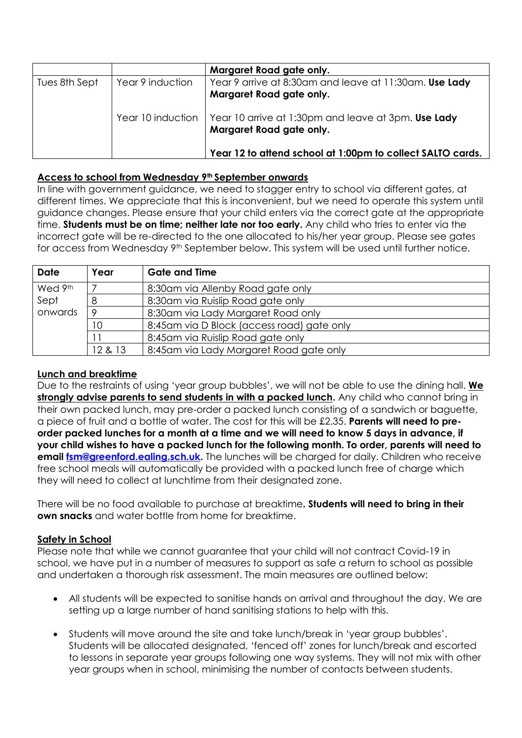| | | Margaret Road gate only. |
|---|---|---|
| Tues 8th Sept | Year 9 induction | Year 9 arrive at 8:30am and leave at 11:30am. **Use Lady Margaret Road gate only.** |
| | Year 10 induction | Year 10 arrive at 1:30pm and leave at 3pm. **Use Lady Margaret Road gate only.** **Year 12 to attend school at 1:00pm to collect SALTO cards.** |

## Access to school from Wednesday 9th September onwards

In line with government guidance, we need to stagger entry to school via different gates, at different times. We appreciate that this is inconvenient, but we need to operate this system until guidance changes. Please ensure that your child enters via the correct gate at the appropriate time. **Students must be on time; neither late nor too early.** Any child who tries to enter via the incorrect gate will be re-directed to the one allocated to his/her year group. Please see gates for access from Wednesday 9th September below. This system will be used until further notice.

| Date | Year | Gate and Time |
|---|---|---|
| Wed 9th Sept onwards | 7 | 8:30am via Allenby Road gate only |
| | 8 | 8:30am via Ruislip Road gate only |
| | 9 | 8:30am via Lady Margaret Road only |
| | 10 | 8:45am via D Block (access road) gate only |
| | 11 | 8:45am via Ruislip Road gate only |
| | 12 & 13 | 8:45am via Lady Margaret Road gate only |

## Lunch and breaktime

Due to the restraints of using 'year group bubbles', we will not be able to use the dining hall. **We strongly advise parents to send students in with a packed lunch.** Any child who cannot bring in their own packed lunch, may pre-order a packed lunch consisting of a sandwich or baguette, a piece of fruit and a bottle of water. The cost for this will be £2.35. **Parents will need to pre-order packed lunches for a month at a time and we will need to know 5 days in advance, if your child wishes to have a packed lunch for the following month. To order, parents will need to email fsm@greenford.ealing.sch.uk.** The lunches will be charged for daily. Children who receive free school meals will automatically be provided with a packed lunch free of charge which they will need to collect at lunchtime from their designated zone.

There will be no food available to purchase at breaktime**. Students will need to bring in their own snacks** and water bottle from home for breaktime.

## Safety in School

Please note that while we cannot guarantee that your child will not contract Covid-19 in school, we have put in a number of measures to support as safe a return to school as possible and undertaken a thorough risk assessment. The main measures are outlined below:

- All students will be expected to sanitise hands on arrival and throughout the day. We are setting up a large number of hand sanitising stations to help with this.
- Students will move around the site and take lunch/break in 'year group bubbles'. Students will be allocated designated, 'fenced off' zones for lunch/break and escorted to lessons in separate year groups following one way systems. They will not mix with other year groups when in school, minimising the number of contacts between students.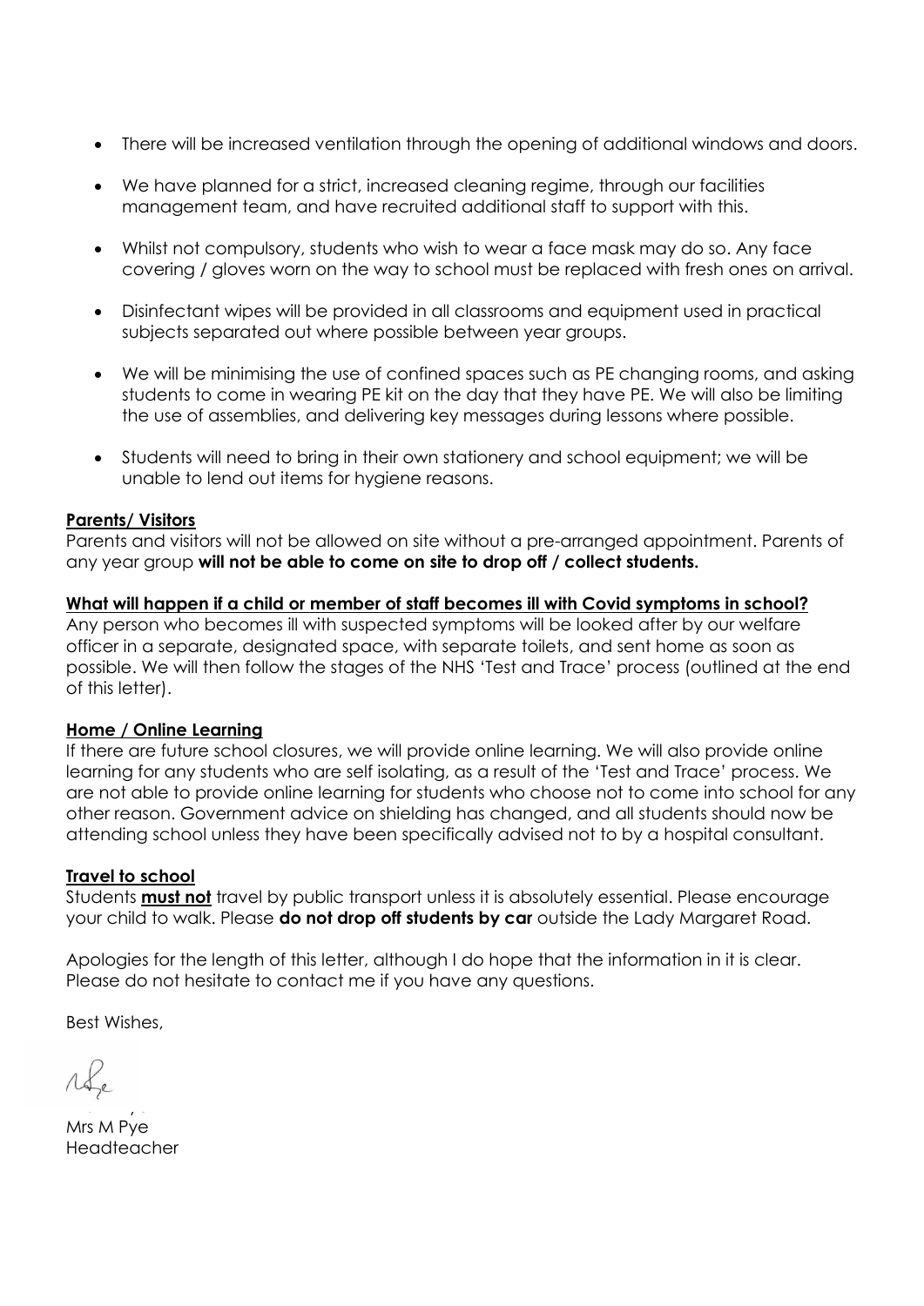- There will be increased ventilation through the opening of additional windows and doors.
- We have planned for a strict, increased cleaning regime, through our facilities management team, and have recruited additional staff to support with this.
- Whilst not compulsory, students who wish to wear a face mask may do so. Any face covering / gloves worn on the way to school must be replaced with fresh ones on arrival.
- Disinfectant wipes will be provided in all classrooms and equipment used in practical subjects separated out where possible between year groups.
- We will be minimising the use of confined spaces such as PE changing rooms, and asking students to come in wearing PE kit on the day that they have PE. We will also be limiting the use of assemblies, and delivering key messages during lessons where possible.
- Students will need to bring in their own stationery and school equipment; we will be unable to lend out items for hygiene reasons.

**Parents/ Visitors**

Parents and visitors will not be allowed on site without a pre-arranged appointment. Parents of any year group **will not be able to come on site to drop off / collect students.**

**What will happen if a child or member of staff becomes ill with Covid symptoms in school?**

Any person who becomes ill with suspected symptoms will be looked after by our welfare officer in a separate, designated space, with separate toilets, and sent home as soon as possible. We will then follow the stages of the NHS 'Test and Trace' process (outlined at the end of this letter).

**Home / Online Learning**

If there are future school closures, we will provide online learning. We will also provide online learning for any students who are self isolating, as a result of the 'Test and Trace' process. We are not able to provide online learning for students who choose not to come into school for any other reason. Government advice on shielding has changed, and all students should now be attending school unless they have been specifically advised not to by a hospital consultant.

**Travel to school**

Students **must not** travel by public transport unless it is absolutely essential. Please encourage your child to walk. Please **do not drop off students by car** outside the Lady Margaret Road.

Apologies for the length of this letter, although I do hope that the information in it is clear. Please do not hesitate to contact me if you have any questions.

Best Wishes,

Mrs M Pye
Headteacher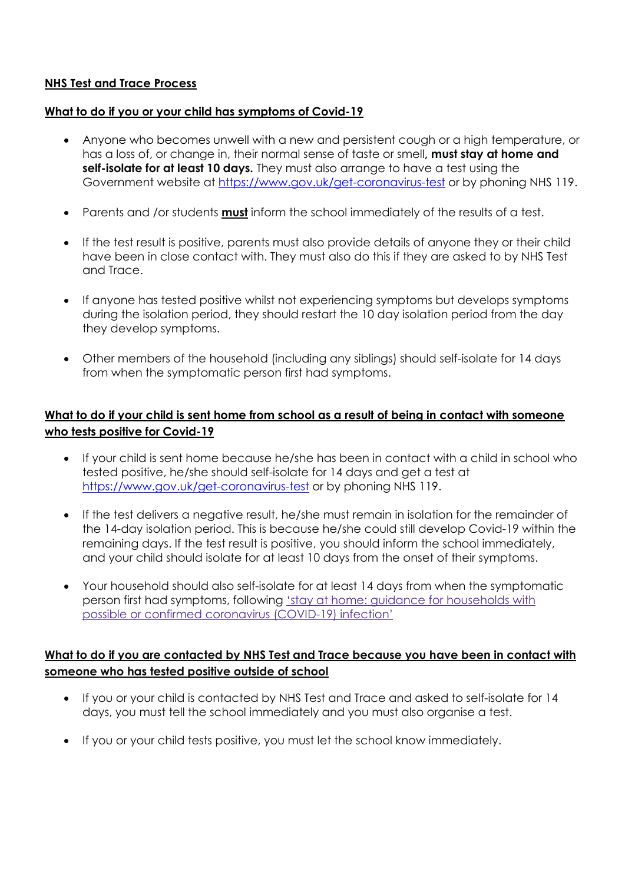**NHS Test and Trace Process**

**What to do if you or your child has symptoms of Covid-19**

- Anyone who becomes unwell with a new and persistent cough or a high temperature, or has a loss of, or change in, their normal sense of taste or smell**, must stay at home and self-isolate for at least 10 days.** They must also arrange to have a test using the Government website at [https://www.gov.uk/get-coronavirus-test](https://www.gov.uk/get-coronavirus-test) or by phoning NHS 119.
- Parents and /or students **must** inform the school immediately of the results of a test.
- If the test result is positive, parents must also provide details of anyone they or their child have been in close contact with. They must also do this if they are asked to by NHS Test and Trace.
- If anyone has tested positive whilst not experiencing symptoms but develops symptoms during the isolation period, they should restart the 10 day isolation period from the day they develop symptoms.
- Other members of the household (including any siblings) should self-isolate for 14 days from when the symptomatic person first had symptoms.

**What to do if your child is sent home from school as a result of being in contact with someone who tests positive for Covid-19**

- If your child is sent home because he/she has been in contact with a child in school who tested positive, he/she should self-isolate for 14 days and get a test at [https://www.gov.uk/get-coronavirus-test](https://www.gov.uk/get-coronavirus-test) or by phoning NHS 119.
- If the test delivers a negative result, he/she must remain in isolation for the remainder of the 14-day isolation period. This is because he/she could still develop Covid-19 within the remaining days. If the test result is positive, you should inform the school immediately, and your child should isolate for at least 10 days from the onset of their symptoms.
- Your household should also self-isolate for at least 14 days from when the symptomatic person first had symptoms, following 'stay at home: guidance for households with possible or confirmed coronavirus (COVID-19) infection'

**What to do if you are contacted by NHS Test and Trace because you have been in contact with someone who has tested positive outside of school**

- If you or your child is contacted by NHS Test and Trace and asked to self-isolate for 14 days, you must tell the school immediately and you must also organise a test.
- If you or your child tests positive, you must let the school know immediately.